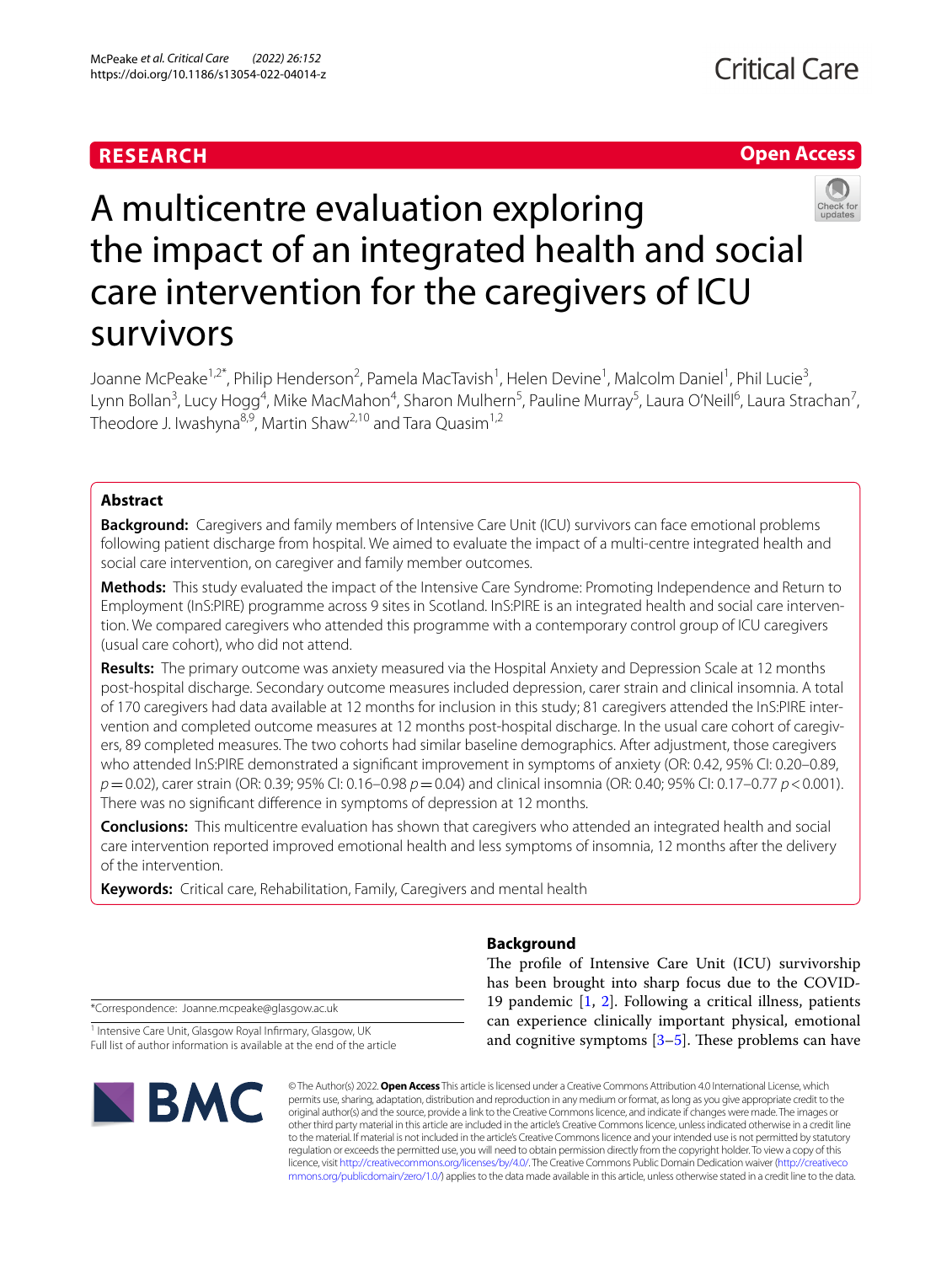RESEARCH

Open Access

# A multicentre evaluation exploring the impact of an integrated health and social care intervention for the caregivers of ICU survivors

Joanne McPeake[1,2*], Philip Henderson[2], Pamela MacTavish[1], Helen Devine[1], Malcolm Daniel[1], Phil Lucie[3], Lynn Bollan[3], Lucy Hogg[4], Mike MacMahon[4], Sharon Mulhern[5], Pauline Murray[5], Laura O'Neill[6], Laura Strachan[7], Theodore J. Iwashyna[8,9], Martin Shaw[2,10] and Tara Quasim[1,2]

## Abstract

**Background:** Caregivers and family members of Intensive Care Unit (ICU) survivors can face emotional problems following patient discharge from hospital. We aimed to evaluate the impact of a multi-centre integrated health and social care intervention, on caregiver and family member outcomes.

**Methods:** This study evaluated the impact of the Intensive Care Syndrome: Promoting Independence and Return to Employment (InS:PIRE) programme across 9 sites in Scotland. InS:PIRE is an integrated health and social care intervention. We compared caregivers who attended this programme with a contemporary control group of ICU caregivers (usual care cohort), who did not attend.

**Results:** The primary outcome was anxiety measured via the Hospital Anxiety and Depression Scale at 12 months post-hospital discharge. Secondary outcome measures included depression, carer strain and clinical insomnia. A total of 170 caregivers had data available at 12 months for inclusion in this study; 81 caregivers attended the InS:PIRE intervention and completed outcome measures at 12 months post-hospital discharge. In the usual care cohort of caregivers, 89 completed measures. The two cohorts had similar baseline demographics. After adjustment, those caregivers who attended InS:PIRE demonstrated a significant improvement in symptoms of anxiety (OR: 0.42, 95% CI: 0.20–0.89, $p = 0.02$), carer strain (OR: 0.39; 95% CI: 0.16–0.98 $p = 0.04$) and clinical insomnia (OR: 0.40; 95% CI: 0.17–0.77 $p < 0.001$). There was no significant difference in symptoms of depression at 12 months.

**Conclusions:** This multicentre evaluation has shown that caregivers who attended an integrated health and social care intervention reported improved emotional health and less symptoms of insomnia, 12 months after the delivery of the intervention.

**Keywords:** Critical care, Rehabilitation, Family, Caregivers and mental health

*Correspondence: Joanne.mcpeake@glasgow.ac.uk

[1] Intensive Care Unit, Glasgow Royal Infirmary, Glasgow, UK
Full list of author information is available at the end of the article

## Background

The profile of Intensive Care Unit (ICU) survivorship has been brought into sharp focus due to the COVID-19 pandemic [1, 2]. Following a critical illness, patients can experience clinically important physical, emotional and cognitive symptoms [3–5]. These problems can have

© The Author(s) 2022. **Open Access** This article is licensed under a Creative Commons Attribution 4.0 International License, which permits use, sharing, adaptation, distribution and reproduction in any medium or format, as long as you give appropriate credit to the original author(s) and the source, provide a link to the Creative Commons licence, and indicate if changes were made. The images or other third party material in this article are included in the article's Creative Commons licence, unless indicated otherwise in a credit line to the material. If material is not included in the article's Creative Commons licence and your intended use is not permitted by statutory regulation or exceeds the permitted use, you will need to obtain permission directly from the copyright holder. To view a copy of this licence, visit http://creativecommons.org/licenses/by/4.0/. The Creative Commons Public Domain Dedication waiver (http://creativecommons.org/publicdomain/zero/1.0/) applies to the data made available in this article, unless otherwise stated in a credit line to the data.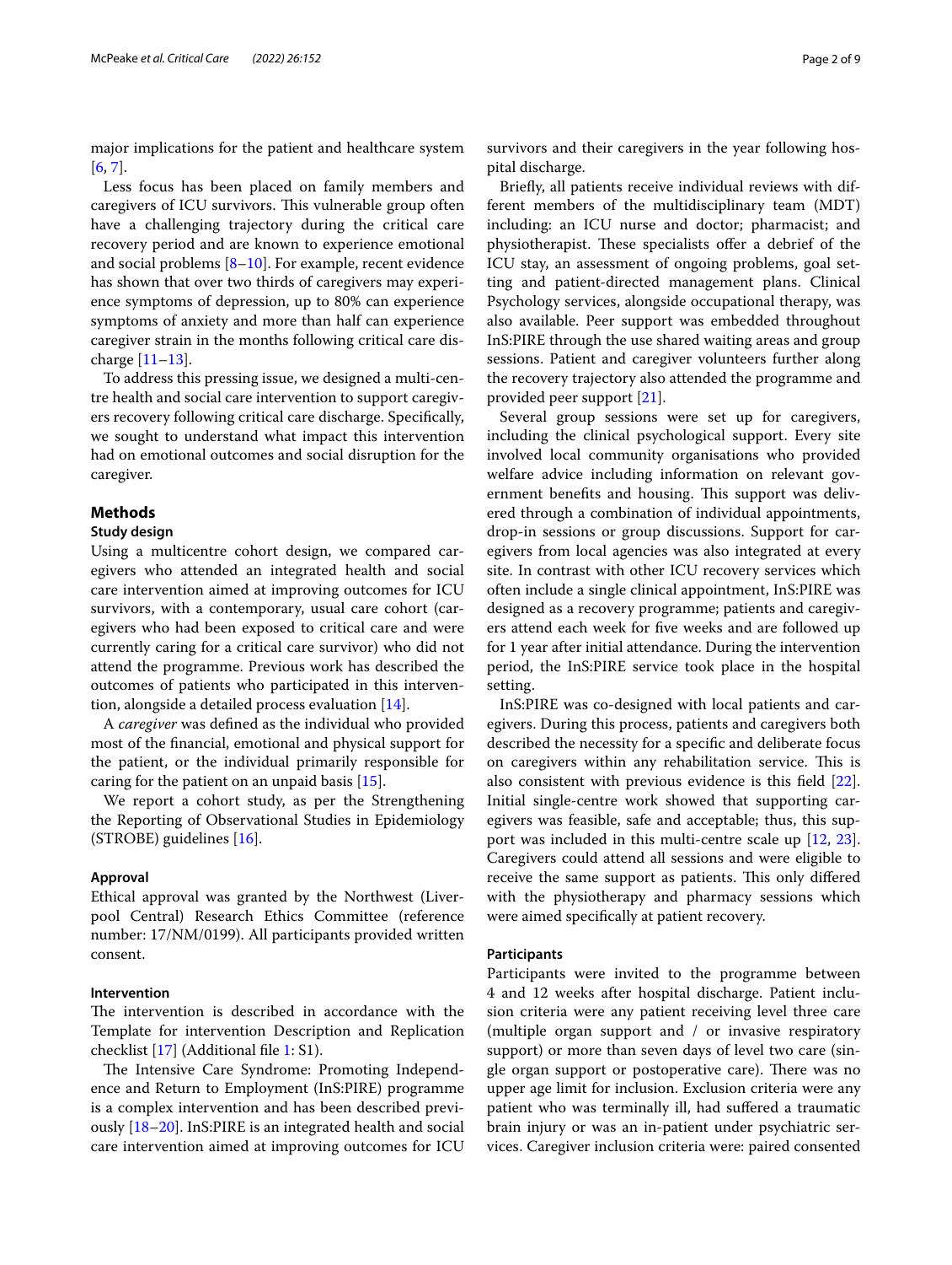major implications for the patient and healthcare system [6, 7].

Less focus has been placed on family members and caregivers of ICU survivors. This vulnerable group often have a challenging trajectory during the critical care recovery period and are known to experience emotional and social problems [8–10]. For example, recent evidence has shown that over two thirds of caregivers may experience symptoms of depression, up to 80% can experience symptoms of anxiety and more than half can experience caregiver strain in the months following critical care discharge [11–13].

To address this pressing issue, we designed a multi-centre health and social care intervention to support caregivers recovery following critical care discharge. Specifically, we sought to understand what impact this intervention had on emotional outcomes and social disruption for the caregiver.

## Methods

### Study design

Using a multicentre cohort design, we compared caregivers who attended an integrated health and social care intervention aimed at improving outcomes for ICU survivors, with a contemporary, usual care cohort (caregivers who had been exposed to critical care and were currently caring for a critical care survivor) who did not attend the programme. Previous work has described the outcomes of patients who participated in this intervention, alongside a detailed process evaluation [14].

A *caregiver* was defined as the individual who provided most of the financial, emotional and physical support for the patient, or the individual primarily responsible for caring for the patient on an unpaid basis [15].

We report a cohort study, as per the Strengthening the Reporting of Observational Studies in Epidemiology (STROBE) guidelines [16].

### Approval

Ethical approval was granted by the Northwest (Liverpool Central) Research Ethics Committee (reference number: 17/NM/0199). All participants provided written consent.

### Intervention

The intervention is described in accordance with the Template for intervention Description and Replication checklist [17] (Additional file 1: S1).

The Intensive Care Syndrome: Promoting Independence and Return to Employment (InS:PIRE) programme is a complex intervention and has been described previously [18–20]. InS:PIRE is an integrated health and social care intervention aimed at improving outcomes for ICU survivors and their caregivers in the year following hospital discharge.

Briefly, all patients receive individual reviews with different members of the multidisciplinary team (MDT) including: an ICU nurse and doctor; pharmacist; and physiotherapist. These specialists offer a debrief of the ICU stay, an assessment of ongoing problems, goal setting and patient-directed management plans. Clinical Psychology services, alongside occupational therapy, was also available. Peer support was embedded throughout InS:PIRE through the use shared waiting areas and group sessions. Patient and caregiver volunteers further along the recovery trajectory also attended the programme and provided peer support [21].

Several group sessions were set up for caregivers, including the clinical psychological support. Every site involved local community organisations who provided welfare advice including information on relevant government benefits and housing. This support was delivered through a combination of individual appointments, drop-in sessions or group discussions. Support for caregivers from local agencies was also integrated at every site. In contrast with other ICU recovery services which often include a single clinical appointment, InS:PIRE was designed as a recovery programme; patients and caregivers attend each week for five weeks and are followed up for 1 year after initial attendance. During the intervention period, the InS:PIRE service took place in the hospital setting.

InS:PIRE was co-designed with local patients and caregivers. During this process, patients and caregivers both described the necessity for a specific and deliberate focus on caregivers within any rehabilitation service. This is also consistent with previous evidence is this field [22]. Initial single-centre work showed that supporting caregivers was feasible, safe and acceptable; thus, this support was included in this multi-centre scale up [12, 23]. Caregivers could attend all sessions and were eligible to receive the same support as patients. This only differed with the physiotherapy and pharmacy sessions which were aimed specifically at patient recovery.

### Participants

Participants were invited to the programme between 4 and 12 weeks after hospital discharge. Patient inclusion criteria were any patient receiving level three care (multiple organ support and / or invasive respiratory support) or more than seven days of level two care (single organ support or postoperative care). There was no upper age limit for inclusion. Exclusion criteria were any patient who was terminally ill, had suffered a traumatic brain injury or was an in-patient under psychiatric services. Caregiver inclusion criteria were: paired consented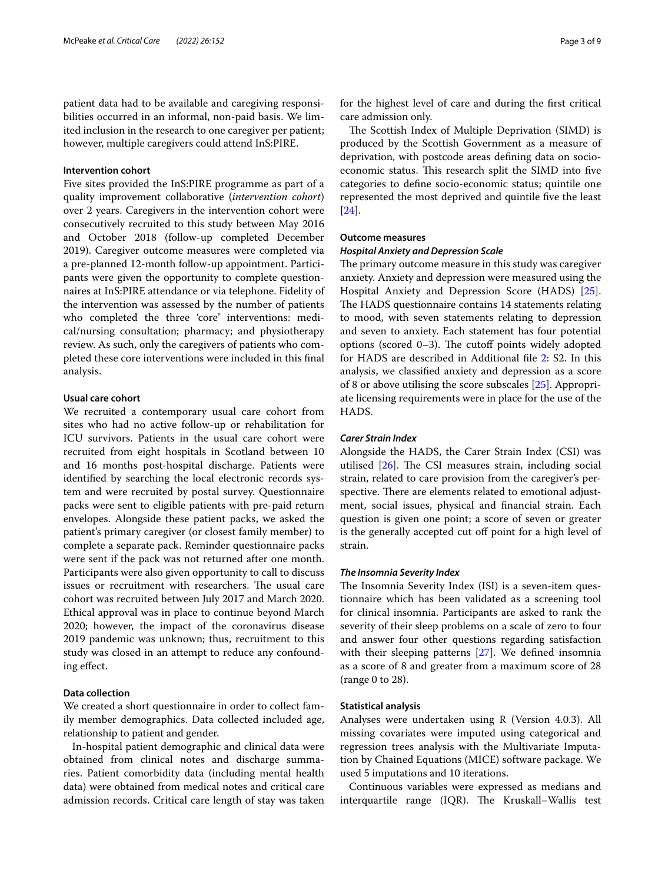patient data had to be available and caregiving responsibilities occurred in an informal, non-paid basis. We limited inclusion in the research to one caregiver per patient; however, multiple caregivers could attend InS:PIRE.

### Intervention cohort

Five sites provided the InS:PIRE programme as part of a quality improvement collaborative (*intervention cohort*) over 2 years. Caregivers in the intervention cohort were consecutively recruited to this study between May 2016 and October 2018 (follow-up completed December 2019). Caregiver outcome measures were completed via a pre-planned 12-month follow-up appointment. Participants were given the opportunity to complete questionnaires at InS:PIRE attendance or via telephone. Fidelity of the intervention was assessed by the number of patients who completed the three 'core' interventions: medical/nursing consultation; pharmacy; and physiotherapy review. As such, only the caregivers of patients who completed these core interventions were included in this final analysis.

### Usual care cohort

We recruited a contemporary usual care cohort from sites who had no active follow-up or rehabilitation for ICU survivors. Patients in the usual care cohort were recruited from eight hospitals in Scotland between 10 and 16 months post-hospital discharge. Patients were identified by searching the local electronic records system and were recruited by postal survey. Questionnaire packs were sent to eligible patients with pre-paid return envelopes. Alongside these patient packs, we asked the patient's primary caregiver (or closest family member) to complete a separate pack. Reminder questionnaire packs were sent if the pack was not returned after one month. Participants were also given opportunity to call to discuss issues or recruitment with researchers. The usual care cohort was recruited between July 2017 and March 2020. Ethical approval was in place to continue beyond March 2020; however, the impact of the coronavirus disease 2019 pandemic was unknown; thus, recruitment to this study was closed in an attempt to reduce any confounding effect.

### Data collection

We created a short questionnaire in order to collect family member demographics. Data collected included age, relationship to patient and gender.

In-hospital patient demographic and clinical data were obtained from clinical notes and discharge summaries. Patient comorbidity data (including mental health data) were obtained from medical notes and critical care admission records. Critical care length of stay was taken for the highest level of care and during the first critical care admission only.

The Scottish Index of Multiple Deprivation (SIMD) is produced by the Scottish Government as a measure of deprivation, with postcode areas defining data on socio-economic status. This research split the SIMD into five categories to define socio-economic status; quintile one represented the most deprived and quintile five the least [24].

### Outcome measures

#### *Hospital Anxiety and Depression Scale*

The primary outcome measure in this study was caregiver anxiety. Anxiety and depression were measured using the Hospital Anxiety and Depression Score (HADS) [25]. The HADS questionnaire contains 14 statements relating to mood, with seven statements relating to depression and seven to anxiety. Each statement has four potential options (scored 0–3). The cutoff points widely adopted for HADS are described in Additional file 2: S2. In this analysis, we classified anxiety and depression as a score of 8 or above utilising the score subscales [25]. Appropriate licensing requirements were in place for the use of the HADS.

#### *Carer Strain Index*

Alongside the HADS, the Carer Strain Index (CSI) was utilised [26]. The CSI measures strain, including social strain, related to care provision from the caregiver's perspective. There are elements related to emotional adjustment, social issues, physical and financial strain. Each question is given one point; a score of seven or greater is the generally accepted cut off point for a high level of strain.

#### *The Insomnia Severity Index*

The Insomnia Severity Index (ISI) is a seven-item questionnaire which has been validated as a screening tool for clinical insomnia. Participants are asked to rank the severity of their sleep problems on a scale of zero to four and answer four other questions regarding satisfaction with their sleeping patterns [27]. We defined insomnia as a score of 8 and greater from a maximum score of 28 (range 0 to 28).

### Statistical analysis

Analyses were undertaken using R (Version 4.0.3). All missing covariates were imputed using categorical and regression trees analysis with the Multivariate Imputation by Chained Equations (MICE) software package. We used 5 imputations and 10 iterations.

Continuous variables were expressed as medians and interquartile range (IQR). The Kruskall–Wallis test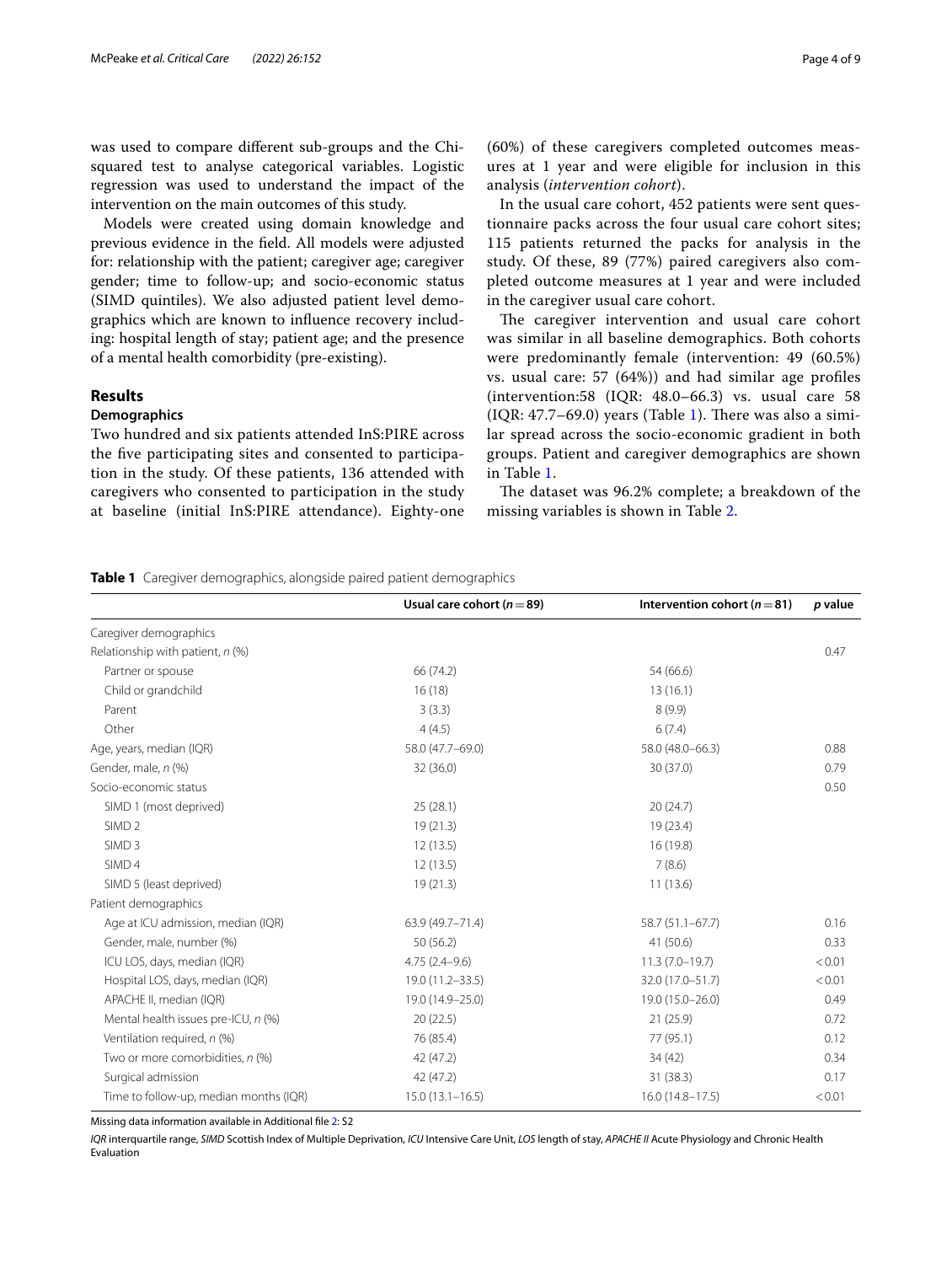was used to compare different sub-groups and the Chi-squared test to analyse categorical variables. Logistic regression was used to understand the impact of the intervention on the main outcomes of this study.

Models were created using domain knowledge and previous evidence in the field. All models were adjusted for: relationship with the patient; caregiver age; caregiver gender; time to follow-up; and socio-economic status (SIMD quintiles). We also adjusted patient level demographics which are known to influence recovery including: hospital length of stay; patient age; and the presence of a mental health comorbidity (pre-existing).

## Results

### Demographics

Two hundred and six patients attended InS:PIRE across the five participating sites and consented to participation in the study. Of these patients, 136 attended with caregivers who consented to participation in the study at baseline (initial InS:PIRE attendance). Eighty-one (60%) of these caregivers completed outcomes measures at 1 year and were eligible for inclusion in this analysis (*intervention cohort*).

In the usual care cohort, 452 patients were sent questionnaire packs across the four usual care cohort sites; 115 patients returned the packs for analysis in the study. Of these, 89 (77%) paired caregivers also completed outcome measures at 1 year and were included in the caregiver usual care cohort.

The caregiver intervention and usual care cohort was similar in all baseline demographics. Both cohorts were predominantly female (intervention: 49 (60.5%) vs. usual care: 57 (64%)) and had similar age profiles (intervention:58 (IQR: 48.0–66.3) vs. usual care 58 (IQR: 47.7–69.0) years (Table 1). There was also a similar spread across the socio-economic gradient in both groups. Patient and caregiver demographics are shown in Table 1.

The dataset was 96.2% complete; a breakdown of the missing variables is shown in Table 2.

**Table 1** Caregiver demographics, alongside paired patient demographics

| | Usual care cohort ($n = 89$) | Intervention cohort ($n = 81$) | *p* value |
|---|---|---|---|
| Caregiver demographics | | | |
| Relationship with patient, *n* (%) | | | 0.47 |
| Partner or spouse | 66 (74.2) | 54 (66.6) | |
| Child or grandchild | 16 (18) | 13 (16.1) | |
| Parent | 3 (3.3) | 8 (9.9) | |
| Other | 4 (4.5) | 6 (7.4) | |
| Age, years, median (IQR) | 58.0 (47.7–69.0) | 58.0 (48.0–66.3) | 0.88 |
| Gender, male, *n* (%) | 32 (36.0) | 30 (37.0) | 0.79 |
| Socio-economic status | | | 0.50 |
| SIMD 1 (most deprived) | 25 (28.1) | 20 (24.7) | |
| SIMD 2 | 19 (21.3) | 19 (23.4) | |
| SIMD 3 | 12 (13.5) | 16 (19.8) | |
| SIMD 4 | 12 (13.5) | 7 (8.6) | |
| SIMD 5 (least deprived) | 19 (21.3) | 11 (13.6) | |
| Patient demographics | | | |
| Age at ICU admission, median (IQR) | 63.9 (49.7–71.4) | 58.7 (51.1–67.7) | 0.16 |
| Gender, male, number (%) | 50 (56.2) | 41 (50.6) | 0.33 |
| ICU LOS, days, median (IQR) | 4.75 (2.4–9.6) | 11.3 (7.0–19.7) | < 0.01 |
| Hospital LOS, days, median (IQR) | 19.0 (11.2–33.5) | 32.0 (17.0–51.7) | < 0.01 |
| APACHE II, median (IQR) | 19.0 (14.9–25.0) | 19.0 (15.0–26.0) | 0.49 |
| Mental health issues pre-ICU, *n* (%) | 20 (22.5) | 21 (25.9) | 0.72 |
| Ventilation required, *n* (%) | 76 (85.4) | 77 (95.1) | 0.12 |
| Two or more comorbidities, *n* (%) | 42 (47.2) | 34 (42) | 0.34 |
| Surgical admission | 42 (47.2) | 31 (38.3) | 0.17 |
| Time to follow-up, median months (IQR) | 15.0 (13.1–16.5) | 16.0 (14.8–17.5) | < 0.01 |

Missing data information available in Additional file 2: S2

*IQR* interquartile range, *SIMD* Scottish Index of Multiple Deprivation, *ICU* Intensive Care Unit, *LOS* length of stay, *APACHE II* Acute Physiology and Chronic Health Evaluation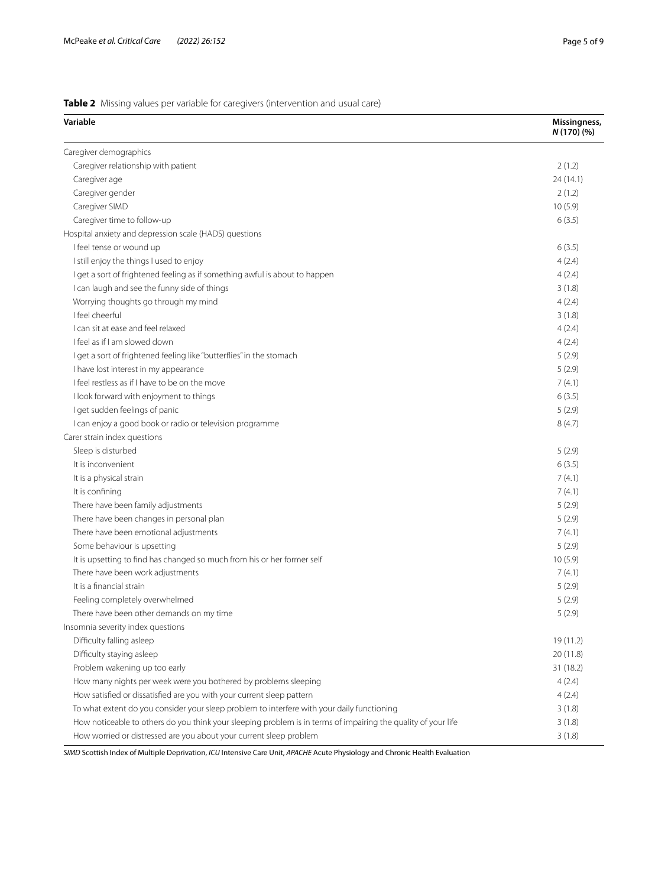**Table 2** Missing values per variable for caregivers (intervention and usual care)

| Variable | Missingness, *N* (170) (%) |
|---|---|
| Caregiver demographics | |
| Caregiver relationship with patient | 2 (1.2) |
| Caregiver age | 24 (14.1) |
| Caregiver gender | 2 (1.2) |
| Caregiver SIMD | 10 (5.9) |
| Caregiver time to follow-up | 6 (3.5) |
| Hospital anxiety and depression scale (HADS) questions | |
| I feel tense or wound up | 6 (3.5) |
| I still enjoy the things I used to enjoy | 4 (2.4) |
| I get a sort of frightened feeling as if something awful is about to happen | 4 (2.4) |
| I can laugh and see the funny side of things | 3 (1.8) |
| Worrying thoughts go through my mind | 4 (2.4) |
| I feel cheerful | 3 (1.8) |
| I can sit at ease and feel relaxed | 4 (2.4) |
| I feel as if I am slowed down | 4 (2.4) |
| I get a sort of frightened feeling like "butterflies" in the stomach | 5 (2.9) |
| I have lost interest in my appearance | 5 (2.9) |
| I feel restless as if I have to be on the move | 7 (4.1) |
| I look forward with enjoyment to things | 6 (3.5) |
| I get sudden feelings of panic | 5 (2.9) |
| I can enjoy a good book or radio or television programme | 8 (4.7) |
| Carer strain index questions | |
| Sleep is disturbed | 5 (2.9) |
| It is inconvenient | 6 (3.5) |
| It is a physical strain | 7 (4.1) |
| It is confining | 7 (4.1) |
| There have been family adjustments | 5 (2.9) |
| There have been changes in personal plan | 5 (2.9) |
| There have been emotional adjustments | 7 (4.1) |
| Some behaviour is upsetting | 5 (2.9) |
| It is upsetting to find has changed so much from his or her former self | 10 (5.9) |
| There have been work adjustments | 7 (4.1) |
| It is a financial strain | 5 (2.9) |
| Feeling completely overwhelmed | 5 (2.9) |
| There have been other demands on my time | 5 (2.9) |
| Insomnia severity index questions | |
| Difficulty falling asleep | 19 (11.2) |
| Difficulty staying asleep | 20 (11.8) |
| Problem wakening up too early | 31 (18.2) |
| How many nights per week were you bothered by problems sleeping | 4 (2.4) |
| How satisfied or dissatisfied are you with your current sleep pattern | 4 (2.4) |
| To what extent do you consider your sleep problem to interfere with your daily functioning | 3 (1.8) |
| How noticeable to others do you think your sleeping problem is in terms of impairing the quality of your life | 3 (1.8) |
| How worried or distressed are you about your current sleep problem | 3 (1.8) |

*SIMD* Scottish Index of Multiple Deprivation, *ICU* Intensive Care Unit, *APACHE* Acute Physiology and Chronic Health Evaluation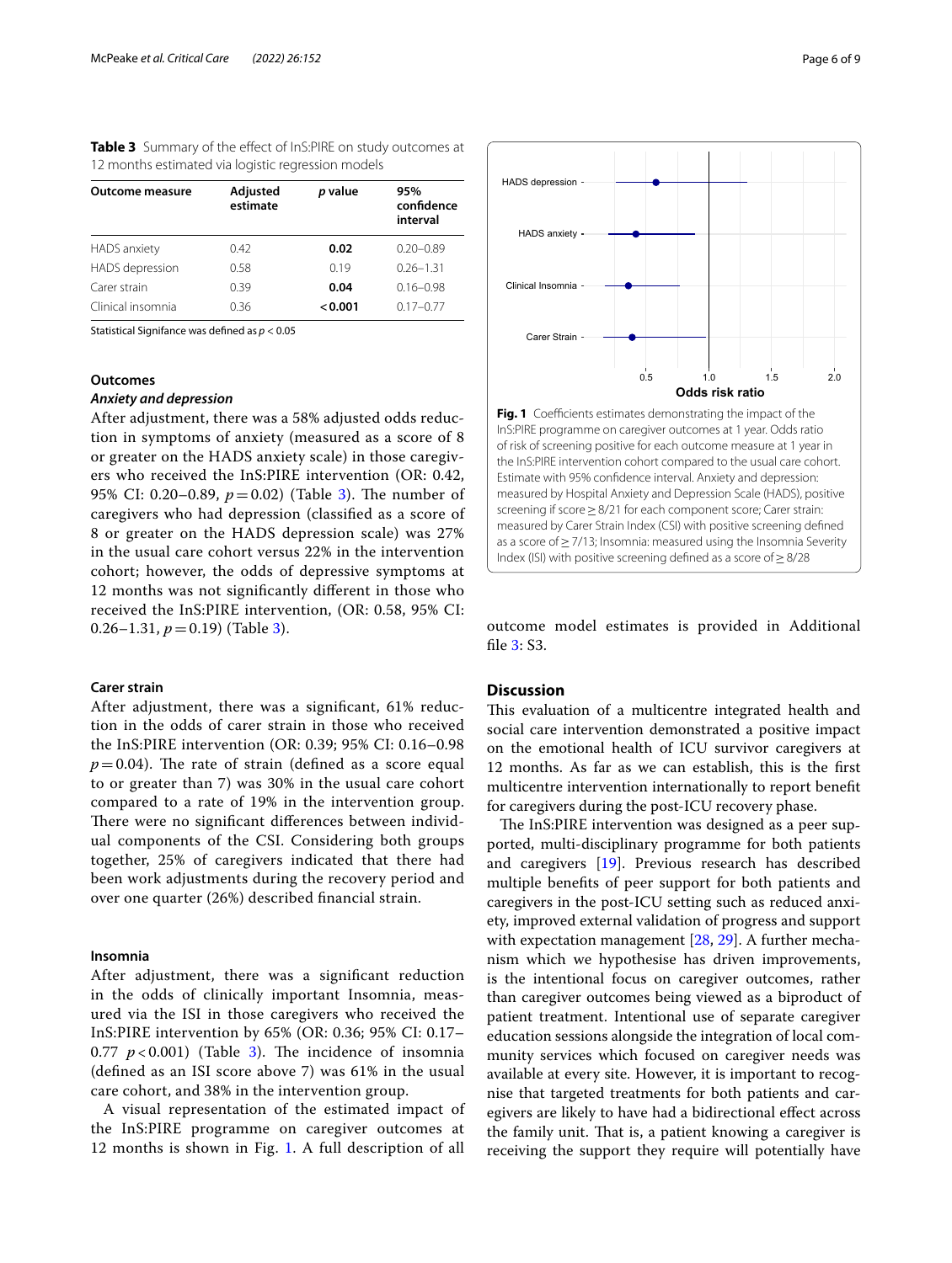**Table 3** Summary of the effect of InS:PIRE on study outcomes at 12 months estimated via logistic regression models

| Outcome measure | Adjusted estimate | *p* value | 95% confidence interval |
|---|---|---|---|
| HADS anxiety | 0.42 | **0.02** | 0.20–0.89 |
| HADS depression | 0.58 | 0.19 | 0.26–1.31 |
| Carer strain | 0.39 | **0.04** | 0.16–0.98 |
| Clinical insomnia | 0.36 | **< 0.001** | 0.17–0.77 |

Statistical Signifance was defined as $p < 0.05$

### Outcomes

#### *Anxiety and depression*

After adjustment, there was a 58% adjusted odds reduction in symptoms of anxiety (measured as a score of 8 or greater on the HADS anxiety scale) in those caregivers who received the InS:PIRE intervention (OR: 0.42, 95% CI: 0.20–0.89, $p = 0.02$) (Table 3). The number of caregivers who had depression (classified as a score of 8 or greater on the HADS depression scale) was 27% in the usual care cohort versus 22% in the intervention cohort; however, the odds of depressive symptoms at 12 months was not significantly different in those who received the InS:PIRE intervention, (OR: 0.58, 95% CI: 0.26–1.31, $p = 0.19$) (Table 3).

#### Carer strain

After adjustment, there was a significant, 61% reduction in the odds of carer strain in those who received the InS:PIRE intervention (OR: 0.39; 95% CI: 0.16–0.98 $p = 0.04$). The rate of strain (defined as a score equal to or greater than 7) was 30% in the usual care cohort compared to a rate of 19% in the intervention group. There were no significant differences between individual components of the CSI. Considering both groups together, 25% of caregivers indicated that there had been work adjustments during the recovery period and over one quarter (26%) described financial strain.

#### Insomnia

After adjustment, there was a significant reduction in the odds of clinically important Insomnia, measured via the ISI in those caregivers who received the InS:PIRE intervention by 65% (OR: 0.36; 95% CI: 0.17–0.77 $p < 0.001$) (Table 3). The incidence of insomnia (defined as an ISI score above 7) was 61% in the usual care cohort, and 38% in the intervention group.

A visual representation of the estimated impact of the InS:PIRE programme on caregiver outcomes at 12 months is shown in Fig. 1. A full description of all outcome model estimates is provided in Additional file 3: S3.

**Fig. 1** Coefficients estimates demonstrating the impact of the InS:PIRE programme on caregiver outcomes at 1 year. Odds ratio of risk of screening positive for each outcome measure at 1 year in the InS:PIRE intervention cohort compared to the usual care cohort. Estimate with 95% confidence interval. Anxiety and depression: measured by Hospital Anxiety and Depression Scale (HADS), positive screening if score ≥ 8/21 for each component score; Carer strain: measured by Carer Strain Index (CSI) with positive screening defined as a score of ≥ 7/13; Insomnia: measured using the Insomnia Severity Index (ISI) with positive screening defined as a score of ≥ 8/28

## Discussion

This evaluation of a multicentre integrated health and social care intervention demonstrated a positive impact on the emotional health of ICU survivor caregivers at 12 months. As far as we can establish, this is the first multicentre intervention internationally to report benefit for caregivers during the post-ICU recovery phase.

The InS:PIRE intervention was designed as a peer supported, multi-disciplinary programme for both patients and caregivers [19]. Previous research has described multiple benefits of peer support for both patients and caregivers in the post-ICU setting such as reduced anxiety, improved external validation of progress and support with expectation management [28, 29]. A further mechanism which we hypothesise has driven improvements, is the intentional focus on caregiver outcomes, rather than caregiver outcomes being viewed as a biproduct of patient treatment. Intentional use of separate caregiver education sessions alongside the integration of local community services which focused on caregiver needs was available at every site. However, it is important to recognise that targeted treatments for both patients and caregivers are likely to have had a bidirectional effect across the family unit. That is, a patient knowing a caregiver is receiving the support they require will potentially have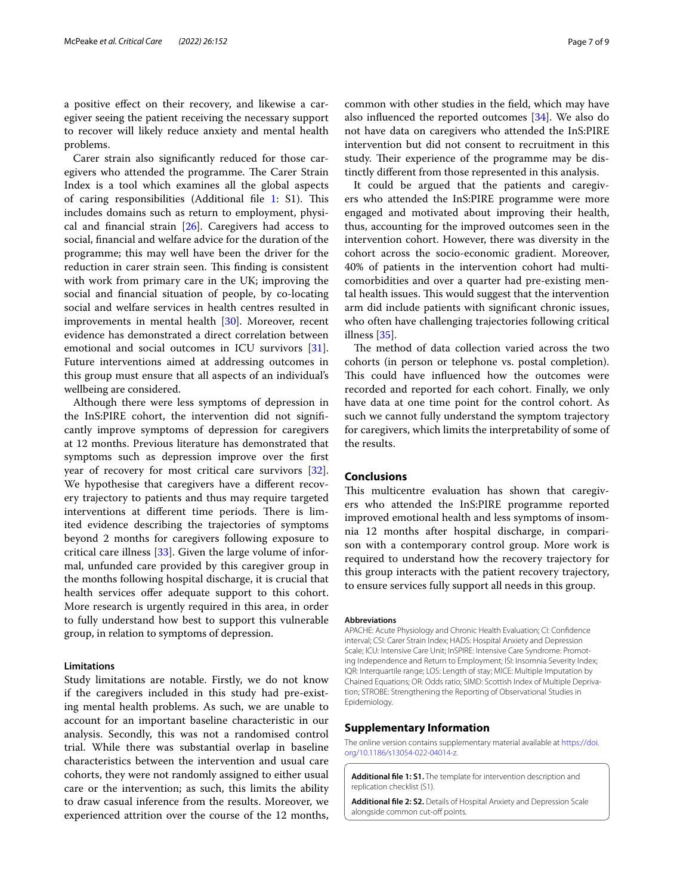a positive effect on their recovery, and likewise a caregiver seeing the patient receiving the necessary support to recover will likely reduce anxiety and mental health problems.

Carer strain also significantly reduced for those caregivers who attended the programme. The Carer Strain Index is a tool which examines all the global aspects of caring responsibilities (Additional file 1: S1). This includes domains such as return to employment, physical and financial strain [26]. Caregivers had access to social, financial and welfare advice for the duration of the programme; this may well have been the driver for the reduction in carer strain seen. This finding is consistent with work from primary care in the UK; improving the social and financial situation of people, by co-locating social and welfare services in health centres resulted in improvements in mental health [30]. Moreover, recent evidence has demonstrated a direct correlation between emotional and social outcomes in ICU survivors [31]. Future interventions aimed at addressing outcomes in this group must ensure that all aspects of an individual's wellbeing are considered.

Although there were less symptoms of depression in the InS:PIRE cohort, the intervention did not significantly improve symptoms of depression for caregivers at 12 months. Previous literature has demonstrated that symptoms such as depression improve over the first year of recovery for most critical care survivors [32]. We hypothesise that caregivers have a different recovery trajectory to patients and thus may require targeted interventions at different time periods. There is limited evidence describing the trajectories of symptoms beyond 2 months for caregivers following exposure to critical care illness [33]. Given the large volume of informal, unfunded care provided by this caregiver group in the months following hospital discharge, it is crucial that health services offer adequate support to this cohort. More research is urgently required in this area, in order to fully understand how best to support this vulnerable group, in relation to symptoms of depression.

### Limitations

Study limitations are notable. Firstly, we do not know if the caregivers included in this study had pre-existing mental health problems. As such, we are unable to account for an important baseline characteristic in our analysis. Secondly, this was not a randomised control trial. While there was substantial overlap in baseline characteristics between the intervention and usual care cohorts, they were not randomly assigned to either usual care or the intervention; as such, this limits the ability to draw casual inference from the results. Moreover, we experienced attrition over the course of the 12 months, common with other studies in the field, which may have also influenced the reported outcomes [34]. We also do not have data on caregivers who attended the InS:PIRE intervention but did not consent to recruitment in this study. Their experience of the programme may be distinctly different from those represented in this analysis.

It could be argued that the patients and caregivers who attended the InS:PIRE programme were more engaged and motivated about improving their health, thus, accounting for the improved outcomes seen in the intervention cohort. However, there was diversity in the cohort across the socio-economic gradient. Moreover, 40% of patients in the intervention cohort had multi-comorbidities and over a quarter had pre-existing mental health issues. This would suggest that the intervention arm did include patients with significant chronic issues, who often have challenging trajectories following critical illness [35].

The method of data collection varied across the two cohorts (in person or telephone vs. postal completion). This could have influenced how the outcomes were recorded and reported for each cohort. Finally, we only have data at one time point for the control cohort. As such we cannot fully understand the symptom trajectory for caregivers, which limits the interpretability of some of the results.

## Conclusions

This multicentre evaluation has shown that caregivers who attended the InS:PIRE programme reported improved emotional health and less symptoms of insomnia 12 months after hospital discharge, in comparison with a contemporary control group. More work is required to understand how the recovery trajectory for this group interacts with the patient recovery trajectory, to ensure services fully support all needs in this group.

#### Abbreviations

APACHE: Acute Physiology and Chronic Health Evaluation; CI: Confidence interval; CSI: Carer Strain Index; HADS: Hospital Anxiety and Depression Scale; ICU: Intensive Care Unit; InSPIRE: Intensive Care Syndrome: Promoting Independence and Return to Employment; ISI: Insomnia Severity Index; IQR: Interquartile range; LOS: Length of stay; MICE: Multiple Imputation by Chained Equations; OR: Odds ratio; SIMD: Scottish Index of Multiple Deprivation; STROBE: Strengthening the Reporting of Observational Studies in Epidemiology.

## Supplementary Information

The online version contains supplementary material available at https://doi.org/10.1186/s13054-022-04014-z.

**Additional file 1: S1.** The template for intervention description and replication checklist (S1).

**Additional file 2: S2.** Details of Hospital Anxiety and Depression Scale alongside common cut-off points.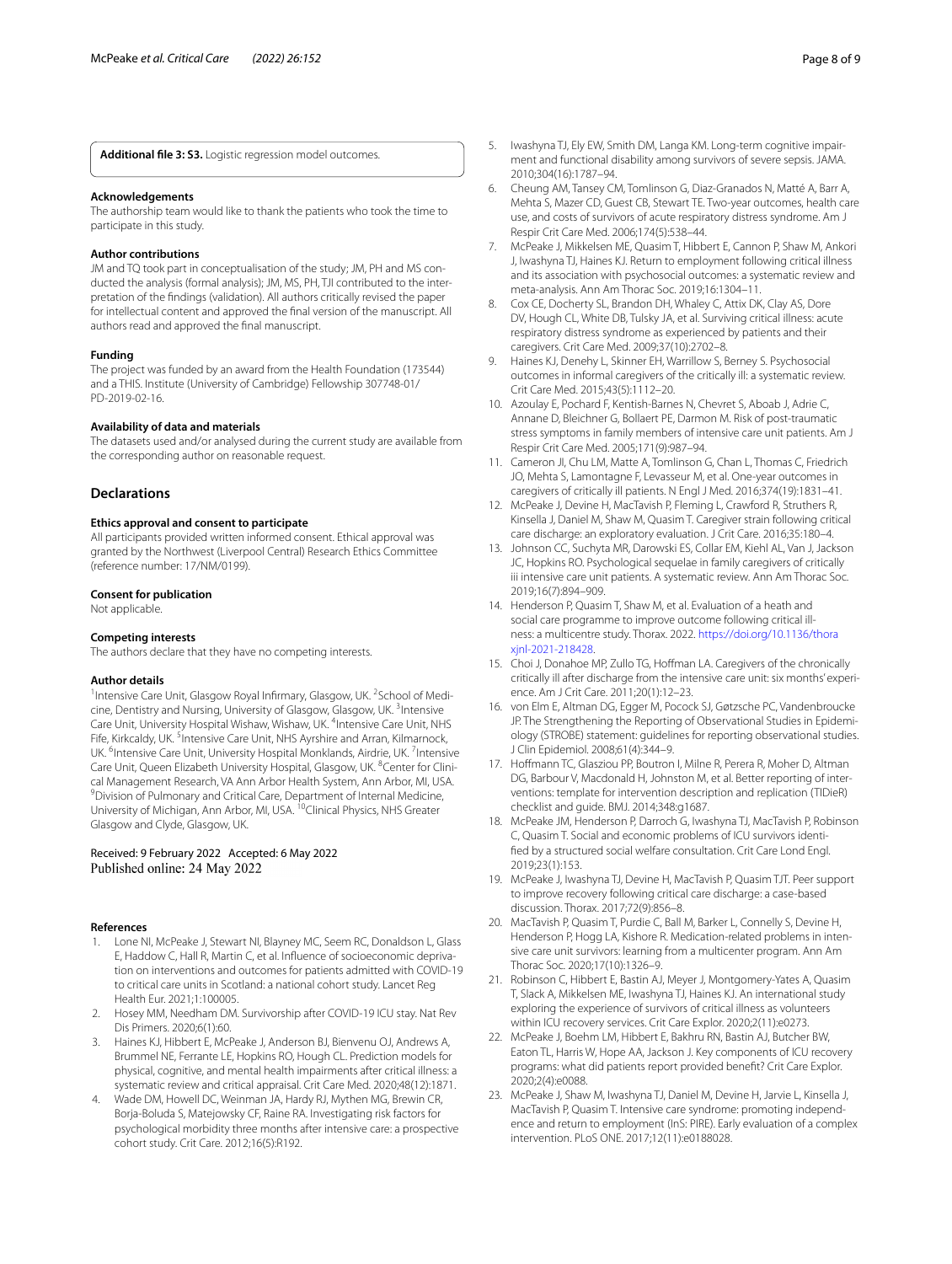**Additional file 3: S3.** Logistic regression model outcomes.

### Acknowledgements

The authorship team would like to thank the patients who took the time to participate in this study.

### Author contributions

JM and TQ took part in conceptualisation of the study; JM, PH and MS conducted the analysis (formal analysis); JM, MS, PH, TJI contributed to the interpretation of the findings (validation). All authors critically revised the paper for intellectual content and approved the final version of the manuscript. All authors read and approved the final manuscript.

### Funding

The project was funded by an award from the Health Foundation (173544) and a THIS. Institute (University of Cambridge) Fellowship 307748-01/PD-2019-02-16.

### Availability of data and materials

The datasets used and/or analysed during the current study are available from the corresponding author on reasonable request.

## Declarations

### Ethics approval and consent to participate

All participants provided written informed consent. Ethical approval was granted by the Northwest (Liverpool Central) Research Ethics Committee (reference number: 17/NM/0199).

### Consent for publication

Not applicable.

### Competing interests

The authors declare that they have no competing interests.

### Author details

[1]Intensive Care Unit, Glasgow Royal Infirmary, Glasgow, UK. [2]School of Medicine, Dentistry and Nursing, University of Glasgow, Glasgow, UK. [3]Intensive Care Unit, University Hospital Wishaw, Wishaw, UK. [4]Intensive Care Unit, NHS Fife, Kirkcaldy, UK. [5]Intensive Care Unit, NHS Ayrshire and Arran, Kilmarnock, UK. [6]Intensive Care Unit, University Hospital Monklands, Airdrie, UK. [7]Intensive Care Unit, Queen Elizabeth University Hospital, Glasgow, UK. [8]Center for Clinical Management Research, VA Ann Arbor Health System, Ann Arbor, MI, USA. [9]Division of Pulmonary and Critical Care, Department of Internal Medicine, University of Michigan, Ann Arbor, MI, USA. [10]Clinical Physics, NHS Greater Glasgow and Clyde, Glasgow, UK.

Received: 9 February 2022 Accepted: 6 May 2022
Published online: 24 May 2022

### References

1. Lone NI, McPeake J, Stewart NI, Blayney MC, Seem RC, Donaldson L, Glass E, Haddow C, Hall R, Martin C, et al. Influence of socioeconomic deprivation on interventions and outcomes for patients admitted with COVID-19 to critical care units in Scotland: a national cohort study. Lancet Reg Health Eur. 2021;1:100005.
2. Hosey MM, Needham DM. Survivorship after COVID-19 ICU stay. Nat Rev Dis Primers. 2020;6(1):60.
3. Haines KJ, Hibbert E, McPeake J, Anderson BJ, Bienvenu OJ, Andrews A, Brummel NE, Ferrante LE, Hopkins RO, Hough CL. Prediction models for physical, cognitive, and mental health impairments after critical illness: a systematic review and critical appraisal. Crit Care Med. 2020;48(12):1871.
4. Wade DM, Howell DC, Weinman JA, Hardy RJ, Mythen MG, Brewin CR, Borja-Boluda S, Matejowsky CF, Raine RA. Investigating risk factors for psychological morbidity three months after intensive care: a prospective cohort study. Crit Care. 2012;16(5):R192.
5. Iwashyna TJ, Ely EW, Smith DM, Langa KM. Long-term cognitive impairment and functional disability among survivors of severe sepsis. JAMA. 2010;304(16):1787–94.
6. Cheung AM, Tansey CM, Tomlinson G, Diaz-Granados N, Matté A, Barr A, Mehta S, Mazer CD, Guest CB, Stewart TE. Two-year outcomes, health care use, and costs of survivors of acute respiratory distress syndrome. Am J Respir Crit Care Med. 2006;174(5):538–44.
7. McPeake J, Mikkelsen ME, Quasim T, Hibbert E, Cannon P, Shaw M, Ankori J, Iwashyna TJ, Haines KJ. Return to employment following critical illness and its association with psychosocial outcomes: a systematic review and meta-analysis. Ann Am Thorac Soc. 2019;16:1304–11.
8. Cox CE, Docherty SL, Brandon DH, Whaley C, Attix DK, Clay AS, Dore DV, Hough CL, White DB, Tulsky JA, et al. Surviving critical illness: acute respiratory distress syndrome as experienced by patients and their caregivers. Crit Care Med. 2009;37(10):2702–8.
9. Haines KJ, Denehy L, Skinner EH, Warrillow S, Berney S. Psychosocial outcomes in informal caregivers of the critically ill: a systematic review. Crit Care Med. 2015;43(5):1112–20.
10. Azoulay E, Pochard F, Kentish-Barnes N, Chevret S, Aboab J, Adrie C, Annane D, Bleichner G, Bollaert PE, Darmon M. Risk of post-traumatic stress symptoms in family members of intensive care unit patients. Am J Respir Crit Care Med. 2005;171(9):987–94.
11. Cameron JI, Chu LM, Matte A, Tomlinson G, Chan L, Thomas C, Friedrich JO, Mehta S, Lamontagne F, Levasseur M, et al. One-year outcomes in caregivers of critically ill patients. N Engl J Med. 2016;374(19):1831–41.
12. McPeake J, Devine H, MacTavish P, Fleming L, Crawford R, Struthers R, Kinsella J, Daniel M, Shaw M, Quasim T. Caregiver strain following critical care discharge: an exploratory evaluation. J Crit Care. 2016;35:180–4.
13. Johnson CC, Suchyta MR, Darowski ES, Collar EM, Kiehl AL, Van J, Jackson JC, Hopkins RO. Psychological sequelae in family caregivers of critically iii intensive care unit patients. A systematic review. Ann Am Thorac Soc. 2019;16(7):894–909.
14. Henderson P, Quasim T, Shaw M, et al. Evaluation of a heath and social care programme to improve outcome following critical illness: a multicentre study. Thorax. 2022. https://doi.org/10.1136/thoraxjnl-2021-218428.
15. Choi J, Donahoe MP, Zullo TG, Hoffman LA. Caregivers of the chronically critically ill after discharge from the intensive care unit: six months' experience. Am J Crit Care. 2011;20(1):12–23.
16. von Elm E, Altman DG, Egger M, Pocock SJ, Gøtzsche PC, Vandenbroucke JP. The Strengthening the Reporting of Observational Studies in Epidemiology (STROBE) statement: guidelines for reporting observational studies. J Clin Epidemiol. 2008;61(4):344–9.
17. Hoffmann TC, Glasziou PP, Boutron I, Milne R, Perera R, Moher D, Altman DG, Barbour V, Macdonald H, Johnston M, et al. Better reporting of interventions: template for intervention description and replication (TIDieR) checklist and guide. BMJ. 2014;348:g1687.
18. McPeake JM, Henderson P, Darroch G, Iwashyna TJ, MacTavish P, Robinson C, Quasim T. Social and economic problems of ICU survivors identified by a structured social welfare consultation. Crit Care Lond Engl. 2019;23(1):153.
19. McPeake J, Iwashyna TJ, Devine H, MacTavish P, Quasim TJT. Peer support to improve recovery following critical care discharge: a case-based discussion. Thorax. 2017;72(9):856–8.
20. MacTavish P, Quasim T, Purdie C, Ball M, Barker L, Connelly S, Devine H, Henderson P, Hogg LA, Kishore R. Medication-related problems in intensive care unit survivors: learning from a multicenter program. Ann Am Thorac Soc. 2020;17(10):1326–9.
21. Robinson C, Hibbert E, Bastin AJ, Meyer J, Montgomery-Yates A, Quasim T, Slack A, Mikkelsen ME, Iwashyna TJ, Haines KJ. An international study exploring the experience of survivors of critical illness as volunteers within ICU recovery services. Crit Care Explor. 2020;2(11):e0273.
22. McPeake J, Boehm LM, Hibbert E, Bakhru RN, Bastin AJ, Butcher BW, Eaton TL, Harris W, Hope AA, Jackson J. Key components of ICU recovery programs: what did patients report provided benefit? Crit Care Explor. 2020;2(4):e0088.
23. McPeake J, Shaw M, Iwashyna TJ, Daniel M, Devine H, Jarvie L, Kinsella J, MacTavish P, Quasim T. Intensive care syndrome: promoting independence and return to employment (InS: PIRE). Early evaluation of a complex intervention. PLoS ONE. 2017;12(11):e0188028.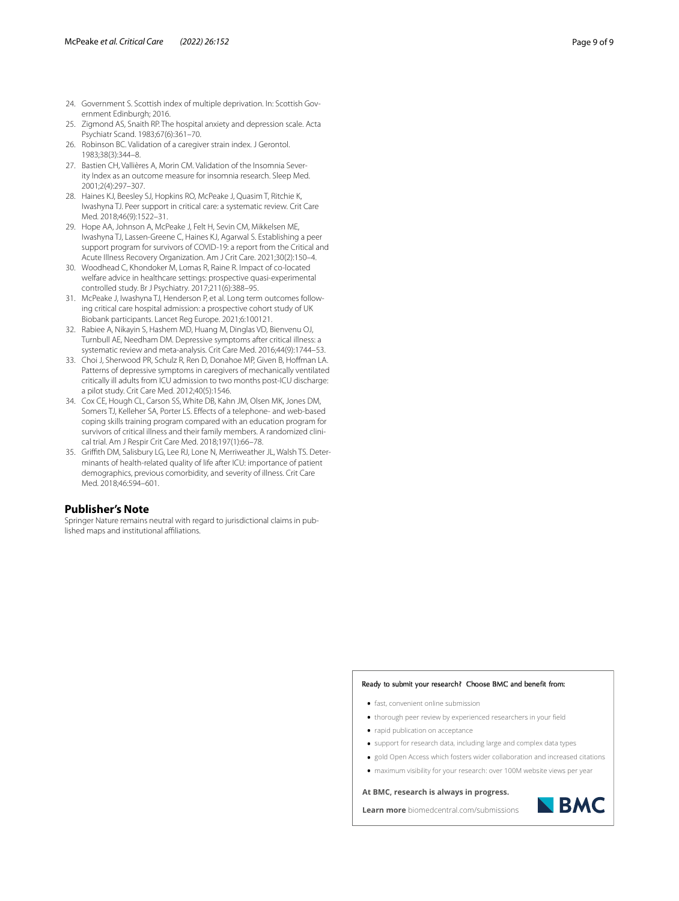24. Government S. Scottish index of multiple deprivation. In: Scottish Government Edinburgh; 2016.
25. Zigmond AS, Snaith RP. The hospital anxiety and depression scale. Acta Psychiatr Scand. 1983;67(6):361–70.
26. Robinson BC. Validation of a caregiver strain index. J Gerontol. 1983;38(3):344–8.
27. Bastien CH, Vallières A, Morin CM. Validation of the Insomnia Severity Index as an outcome measure for insomnia research. Sleep Med. 2001;2(4):297–307.
28. Haines KJ, Beesley SJ, Hopkins RO, McPeake J, Quasim T, Ritchie K, Iwashyna TJ. Peer support in critical care: a systematic review. Crit Care Med. 2018;46(9):1522–31.
29. Hope AA, Johnson A, McPeake J, Felt H, Sevin CM, Mikkelsen ME, Iwashyna TJ, Lassen-Greene C, Haines KJ, Agarwal S. Establishing a peer support program for survivors of COVID-19: a report from the Critical and Acute Illness Recovery Organization. Am J Crit Care. 2021;30(2):150–4.
30. Woodhead C, Khondoker M, Lomas R, Raine R. Impact of co-located welfare advice in healthcare settings: prospective quasi-experimental controlled study. Br J Psychiatry. 2017;211(6):388–95.
31. McPeake J, Iwashyna TJ, Henderson P, et al. Long term outcomes following critical care hospital admission: a prospective cohort study of UK Biobank participants. Lancet Reg Europe. 2021;6:100121.
32. Rabiee A, Nikayin S, Hashem MD, Huang M, Dinglas VD, Bienvenu OJ, Turnbull AE, Needham DM. Depressive symptoms after critical illness: a systematic review and meta-analysis. Crit Care Med. 2016;44(9):1744–53.
33. Choi J, Sherwood PR, Schulz R, Ren D, Donahoe MP, Given B, Hoffman LA. Patterns of depressive symptoms in caregivers of mechanically ventilated critically ill adults from ICU admission to two months post-ICU discharge: a pilot study. Crit Care Med. 2012;40(5):1546.
34. Cox CE, Hough CL, Carson SS, White DB, Kahn JM, Olsen MK, Jones DM, Somers TJ, Kelleher SA, Porter LS. Effects of a telephone- and web-based coping skills training program compared with an education program for survivors of critical illness and their family members. A randomized clinical trial. Am J Respir Crit Care Med. 2018;197(1):66–78.
35. Griffith DM, Salisbury LG, Lee RJ, Lone N, Merriweather JL, Walsh TS. Determinants of health-related quality of life after ICU: importance of patient demographics, previous comorbidity, and severity of illness. Crit Care Med. 2018;46:594–601.

## Publisher's Note

Springer Nature remains neutral with regard to jurisdictional claims in published maps and institutional affiliations.

Ready to submit your research? Choose BMC and benefit from:

- fast, convenient online submission
- thorough peer review by experienced researchers in your field
- rapid publication on acceptance
- support for research data, including large and complex data types
- gold Open Access which fosters wider collaboration and increased citations
- maximum visibility for your research: over 100M website views per year

**At BMC, research is always in progress.**

**Learn more** biomedcentral.com/submissions

BMC